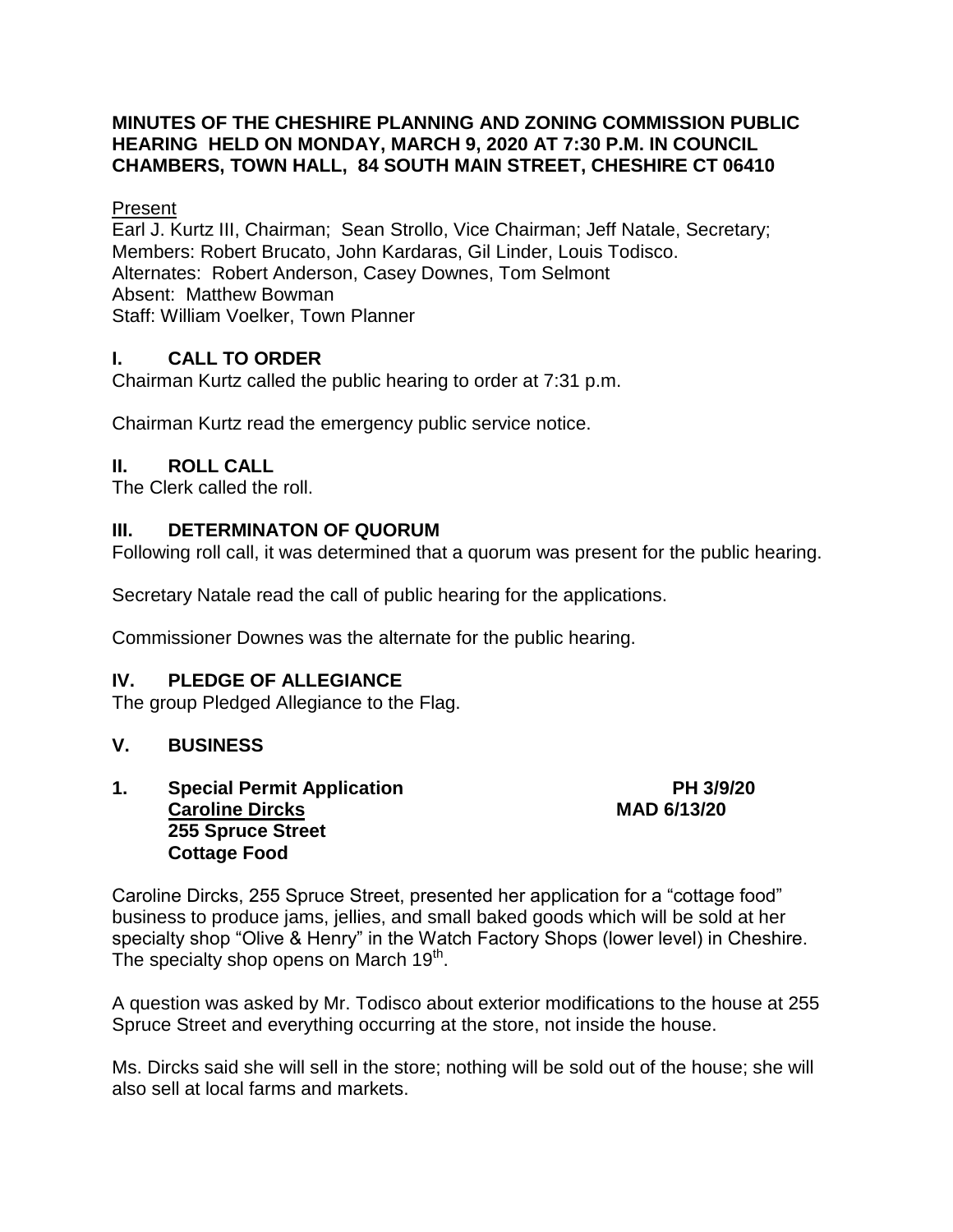**MINUTES OF THE CHESHIRE PLANNING AND ZONING COMMISSION PUBLIC HEARING HELD ON MONDAY, MARCH 9, 2020 AT 7:30 P.M. IN COUNCIL CHAMBERS, TOWN HALL, 84 SOUTH MAIN STREET, CHESHIRE CT 06410**

Present

Earl J. Kurtz III, Chairman; Sean Strollo, Vice Chairman; Jeff Natale, Secretary; Members: Robert Brucato, John Kardaras, Gil Linder, Louis Todisco.
Alternates: Robert Anderson, Casey Downes, Tom Selmont
Absent: Matthew Bowman
Staff: William Voelker, Town Planner

## I. CALL TO ORDER

Chairman Kurtz called the public hearing to order at 7:31 p.m.

Chairman Kurtz read the emergency public service notice.

## II. ROLL CALL

The Clerk called the roll.

## III. DETERMINATON OF QUORUM

Following roll call, it was determined that a quorum was present for the public hearing.

Secretary Natale read the call of public hearing for the applications.

Commissioner Downes was the alternate for the public hearing.

## IV. PLEDGE OF ALLEGIANCE

The group Pledged Allegiance to the Flag.

## V. BUSINESS

**1. Special Permit Application** **PH 3/9/20**
**<u>Caroline Dircks</u>** **MAD 6/13/20**
**255 Spruce Street**
**Cottage Food**

Caroline Dircks, 255 Spruce Street, presented her application for a "cottage food" business to produce jams, jellies, and small baked goods which will be sold at her specialty shop "Olive & Henry" in the Watch Factory Shops (lower level) in Cheshire. The specialty shop opens on March 19th.

A question was asked by Mr. Todisco about exterior modifications to the house at 255 Spruce Street and everything occurring at the store, not inside the house.

Ms. Dircks said she will sell in the store; nothing will be sold out of the house; she will also sell at local farms and markets.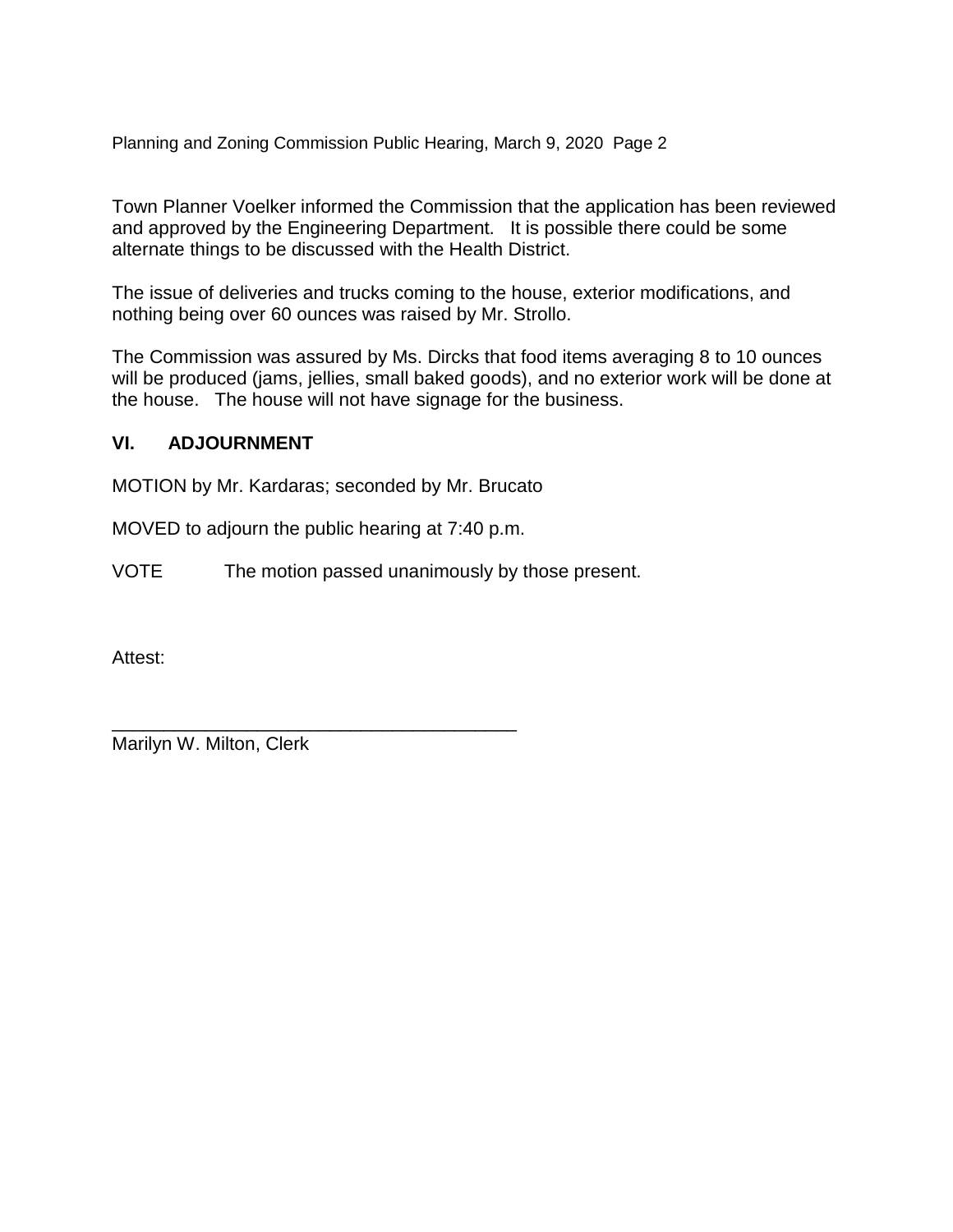Town Planner Voelker informed the Commission that the application has been reviewed and approved by the Engineering Department. It is possible there could be some alternate things to be discussed with the Health District.

The issue of deliveries and trucks coming to the house, exterior modifications, and nothing being over 60 ounces was raised by Mr. Strollo.

The Commission was assured by Ms. Dircks that food items averaging 8 to 10 ounces will be produced (jams, jellies, small baked goods), and no exterior work will be done at the house. The house will not have signage for the business.

## VI. ADJOURNMENT

MOTION by Mr. Kardaras; seconded by Mr. Brucato

MOVED to adjourn the public hearing at 7:40 p.m.

VOTE The motion passed unanimously by those present.

Attest:

________________________________________
Marilyn W. Milton, Clerk